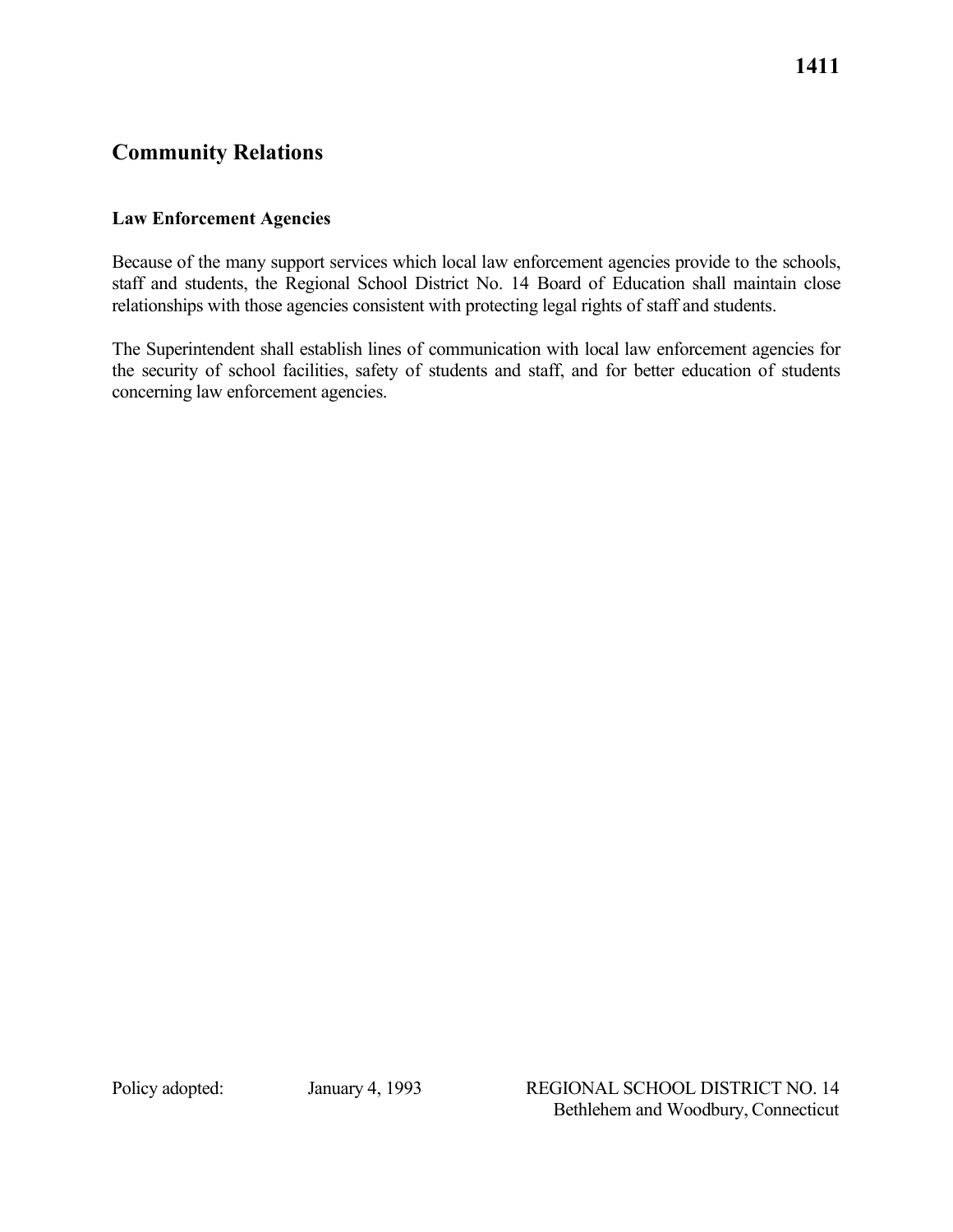# 1411

## Community Relations

### Law Enforcement Agencies

Because of the many support services which local law enforcement agencies provide to the schools, staff and students, the Regional School District No. 14 Board of Education shall maintain close relationships with those agencies consistent with protecting legal rights of staff and students.

The Superintendent shall establish lines of communication with local law enforcement agencies for the security of school facilities, safety of students and staff, and for better education of students concerning law enforcement agencies.

Policy adopted: January 4, 1993

REGIONAL SCHOOL DISTRICT NO. 14
Bethlehem and Woodbury, Connecticut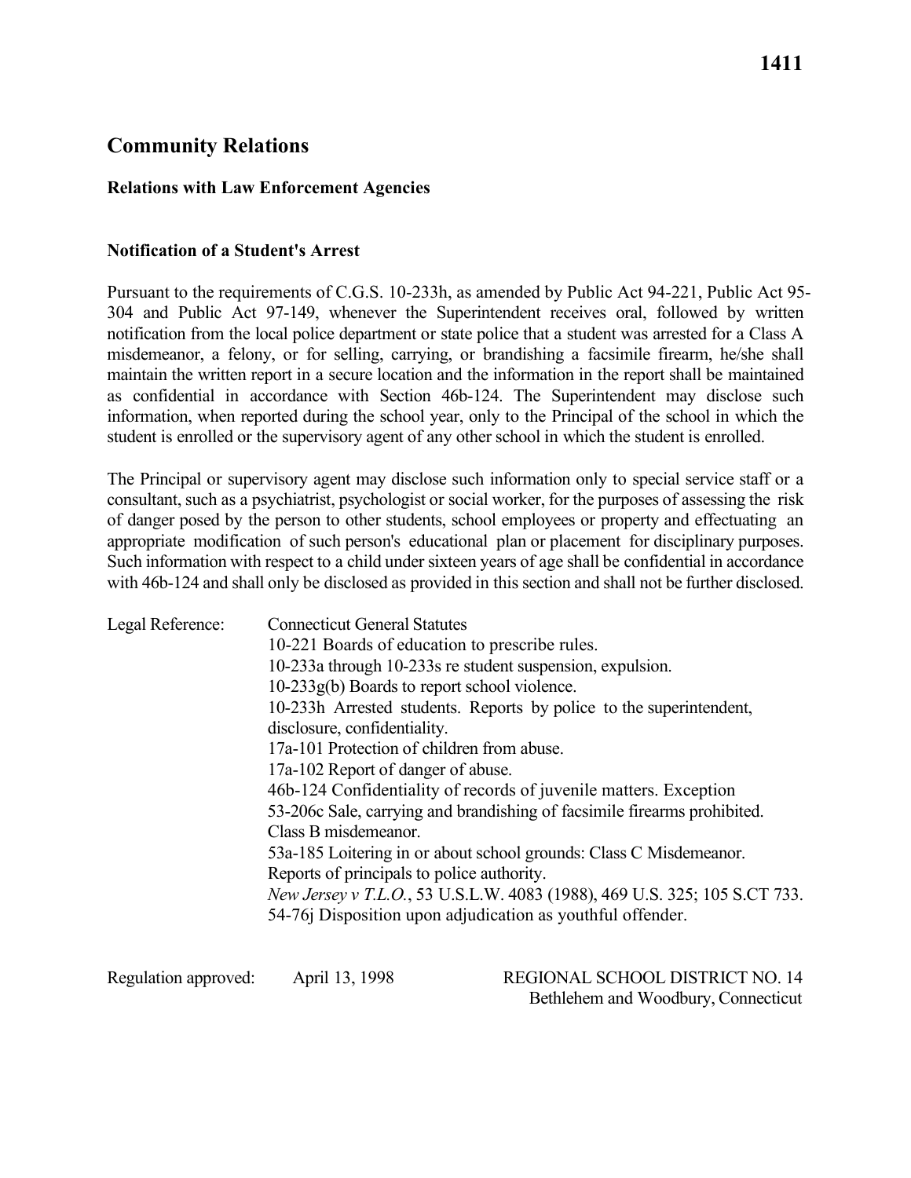# Community Relations

### Relations with Law Enforcement Agencies

### Notification of a Student's Arrest

Pursuant to the requirements of C.G.S. 10-233h, as amended by Public Act 94-221, Public Act 95-304 and Public Act 97-149, whenever the Superintendent receives oral, followed by written notification from the local police department or state police that a student was arrested for a Class A misdemeanor, a felony, or for selling, carrying, or brandishing a facsimile firearm, he/she shall maintain the written report in a secure location and the information in the report shall be maintained as confidential in accordance with Section 46b-124. The Superintendent may disclose such information, when reported during the school year, only to the Principal of the school in which the student is enrolled or the supervisory agent of any other school in which the student is enrolled.

The Principal or supervisory agent may disclose such information only to special service staff or a consultant, such as a psychiatrist, psychologist or social worker, for the purposes of assessing the risk of danger posed by the person to other students, school employees or property and effectuating an appropriate modification of such person's educational plan or placement for disciplinary purposes. Such information with respect to a child under sixteen years of age shall be confidential in accordance with 46b-124 and shall only be disclosed as provided in this section and shall not be further disclosed.

Legal Reference: Connecticut General Statutes

10-221 Boards of education to prescribe rules.

10-233a through 10-233s re student suspension, expulsion.

10-233g(b) Boards to report school violence.

10-233h Arrested students. Reports by police to the superintendent, disclosure, confidentiality.

17a-101 Protection of children from abuse.

17a-102 Report of danger of abuse.

46b-124 Confidentiality of records of juvenile matters. Exception

53-206c Sale, carrying and brandishing of facsimile firearms prohibited. Class B misdemeanor.

53a-185 Loitering in or about school grounds: Class C Misdemeanor. Reports of principals to police authority.

*New Jersey v T.L.O.*, 53 U.S.L.W. 4083 (1988), 469 U.S. 325; 105 S.CT 733.

54-76j Disposition upon adjudication as youthful offender.

Regulation approved: April 13, 1998

REGIONAL SCHOOL DISTRICT NO. 14
Bethlehem and Woodbury, Connecticut